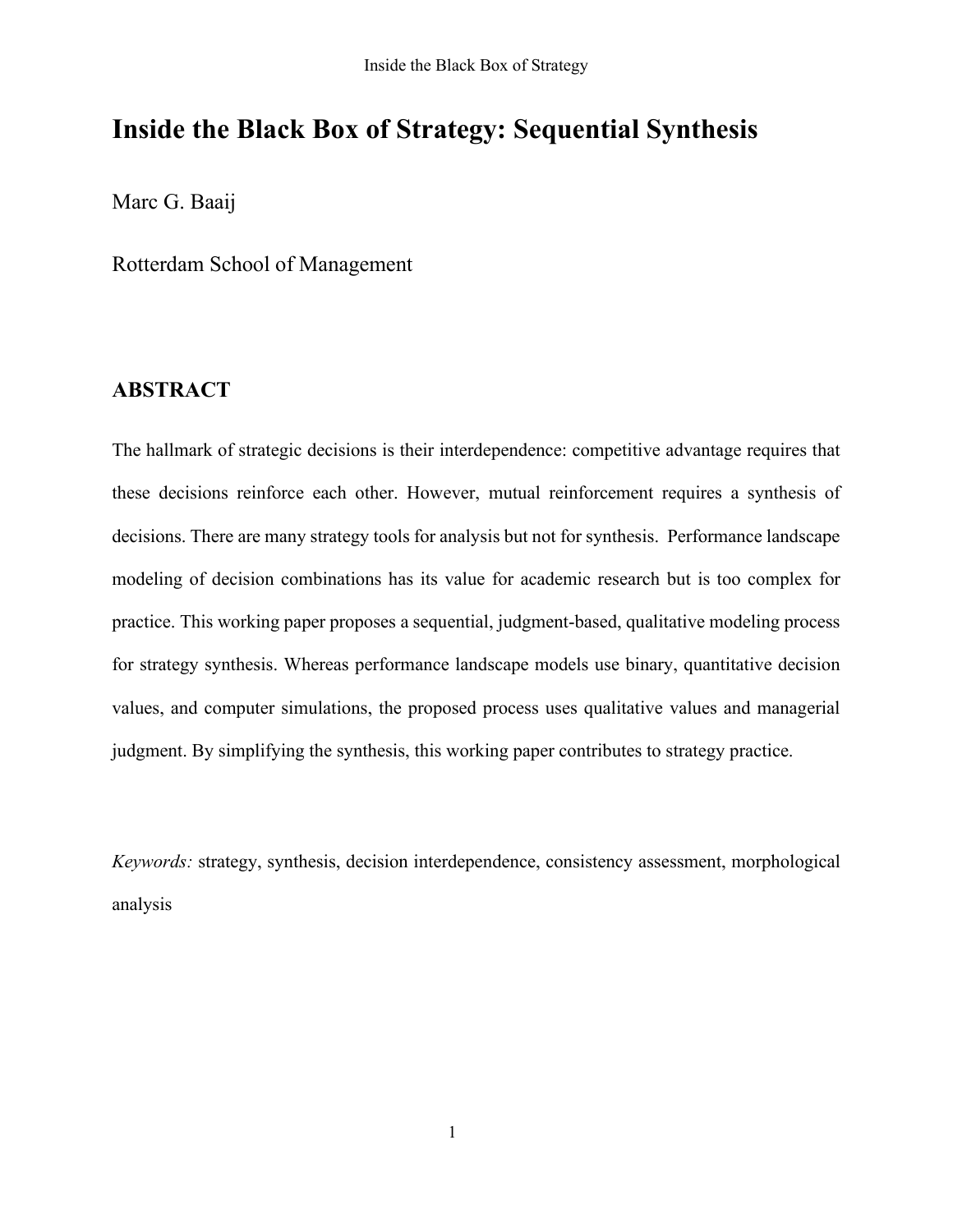# Inside the Black Box of Strategy: Sequential Synthesis

Marc G. Baaij

Rotterdam School of Management

## ABSTRACT

The hallmark of strategic decisions is their interdependence: competitive advantage requires that these decisions reinforce each other. However, mutual reinforcement requires a synthesis of decisions. There are many strategy tools for analysis but not for synthesis. Performance landscape modeling of decision combinations has its value for academic research but is too complex for practice. This working paper proposes a sequential, judgment-based, qualitative modeling process for strategy synthesis. Whereas performance landscape models use binary, quantitative decision values, and computer simulations, the proposed process uses qualitative values and managerial judgment. By simplifying the synthesis, this working paper contributes to strategy practice.

*Keywords:* strategy, synthesis, decision interdependence, consistency assessment, morphological analysis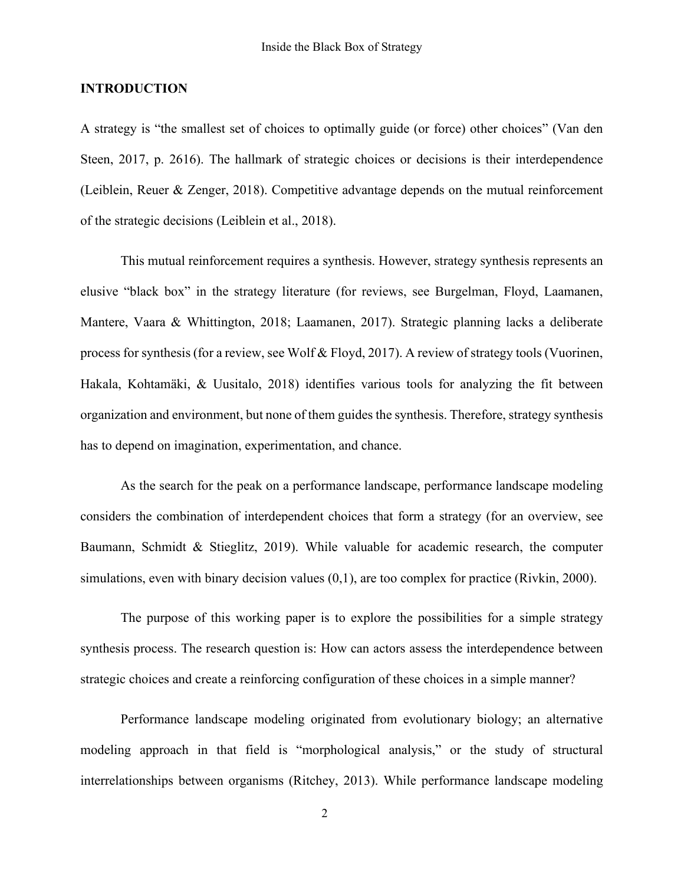## INTRODUCTION

A strategy is "the smallest set of choices to optimally guide (or force) other choices" (Van den Steen, 2017, p. 2616). The hallmark of strategic choices or decisions is their interdependence (Leiblein, Reuer & Zenger, 2018). Competitive advantage depends on the mutual reinforcement of the strategic decisions (Leiblein et al., 2018).

This mutual reinforcement requires a synthesis. However, strategy synthesis represents an elusive "black box" in the strategy literature (for reviews, see Burgelman, Floyd, Laamanen, Mantere, Vaara & Whittington, 2018; Laamanen, 2017). Strategic planning lacks a deliberate process for synthesis (for a review, see Wolf & Floyd, 2017). A review of strategy tools (Vuorinen, Hakala, Kohtamäki, & Uusitalo, 2018) identifies various tools for analyzing the fit between organization and environment, but none of them guides the synthesis. Therefore, strategy synthesis has to depend on imagination, experimentation, and chance.

As the search for the peak on a performance landscape, performance landscape modeling considers the combination of interdependent choices that form a strategy (for an overview, see Baumann, Schmidt & Stieglitz, 2019). While valuable for academic research, the computer simulations, even with binary decision values (0,1), are too complex for practice (Rivkin, 2000).

The purpose of this working paper is to explore the possibilities for a simple strategy synthesis process. The research question is: How can actors assess the interdependence between strategic choices and create a reinforcing configuration of these choices in a simple manner?

Performance landscape modeling originated from evolutionary biology; an alternative modeling approach in that field is "morphological analysis," or the study of structural interrelationships between organisms (Ritchey, 2013). While performance landscape modeling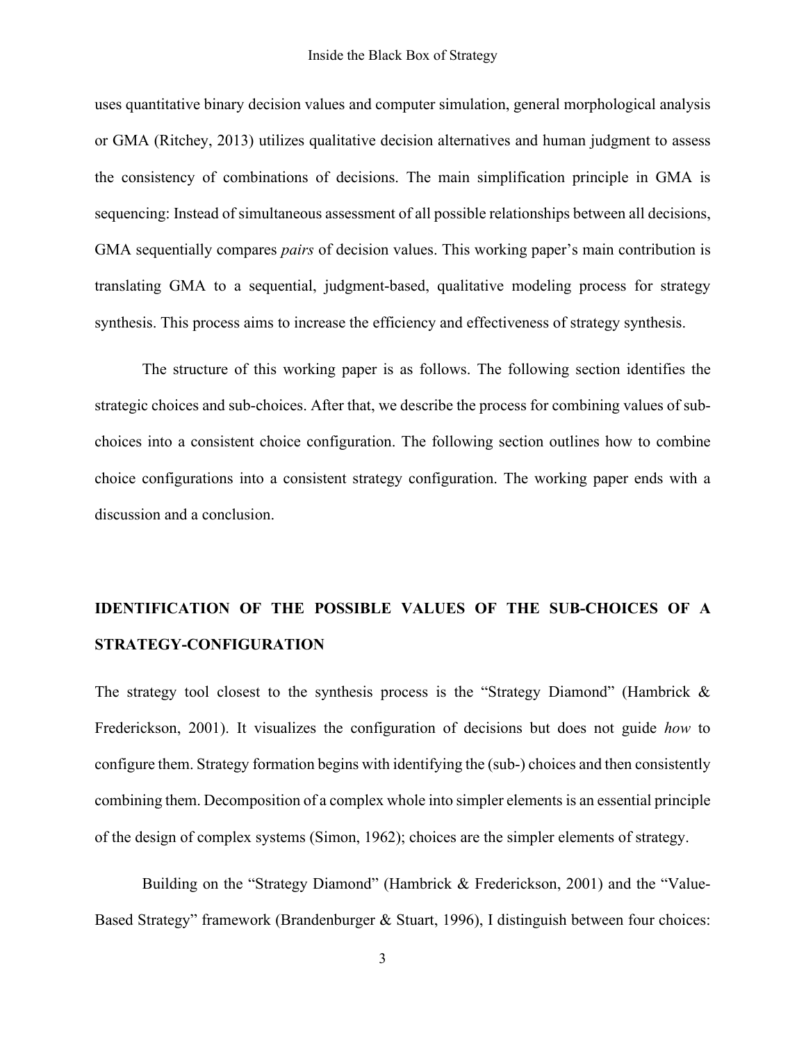uses quantitative binary decision values and computer simulation, general morphological analysis or GMA (Ritchey, 2013) utilizes qualitative decision alternatives and human judgment to assess the consistency of combinations of decisions. The main simplification principle in GMA is sequencing: Instead of simultaneous assessment of all possible relationships between all decisions, GMA sequentially compares *pairs* of decision values. This working paper's main contribution is translating GMA to a sequential, judgment-based, qualitative modeling process for strategy synthesis. This process aims to increase the efficiency and effectiveness of strategy synthesis.

The structure of this working paper is as follows. The following section identifies the strategic choices and sub-choices. After that, we describe the process for combining values of sub-choices into a consistent choice configuration. The following section outlines how to combine choice configurations into a consistent strategy configuration. The working paper ends with a discussion and a conclusion.

## IDENTIFICATION OF THE POSSIBLE VALUES OF THE SUB-CHOICES OF A STRATEGY-CONFIGURATION

The strategy tool closest to the synthesis process is the "Strategy Diamond" (Hambrick & Frederickson, 2001). It visualizes the configuration of decisions but does not guide *how* to configure them. Strategy formation begins with identifying the (sub-) choices and then consistently combining them. Decomposition of a complex whole into simpler elements is an essential principle of the design of complex systems (Simon, 1962); choices are the simpler elements of strategy.

Building on the "Strategy Diamond" (Hambrick & Frederickson, 2001) and the "Value-Based Strategy" framework (Brandenburger & Stuart, 1996), I distinguish between four choices: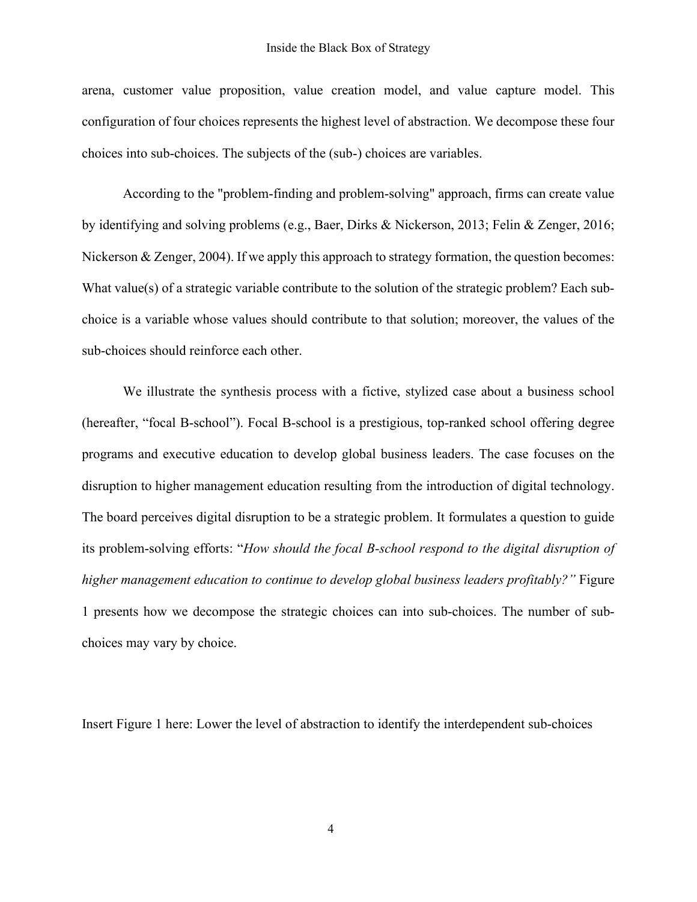arena, customer value proposition, value creation model, and value capture model. This configuration of four choices represents the highest level of abstraction. We decompose these four choices into sub-choices. The subjects of the (sub-) choices are variables.

According to the "problem-finding and problem-solving" approach, firms can create value by identifying and solving problems (e.g., Baer, Dirks & Nickerson, 2013; Felin & Zenger, 2016; Nickerson & Zenger, 2004). If we apply this approach to strategy formation, the question becomes: What value(s) of a strategic variable contribute to the solution of the strategic problem? Each sub-choice is a variable whose values should contribute to that solution; moreover, the values of the sub-choices should reinforce each other.

We illustrate the synthesis process with a fictive, stylized case about a business school (hereafter, "focal B-school"). Focal B-school is a prestigious, top-ranked school offering degree programs and executive education to develop global business leaders. The case focuses on the disruption to higher management education resulting from the introduction of digital technology. The board perceives digital disruption to be a strategic problem. It formulates a question to guide its problem-solving efforts: "*How should the focal B-school respond to the digital disruption of higher management education to continue to develop global business leaders profitably?*" Figure 1 presents how we decompose the strategic choices can into sub-choices. The number of sub-choices may vary by choice.

Insert Figure 1 here: Lower the level of abstraction to identify the interdependent sub-choices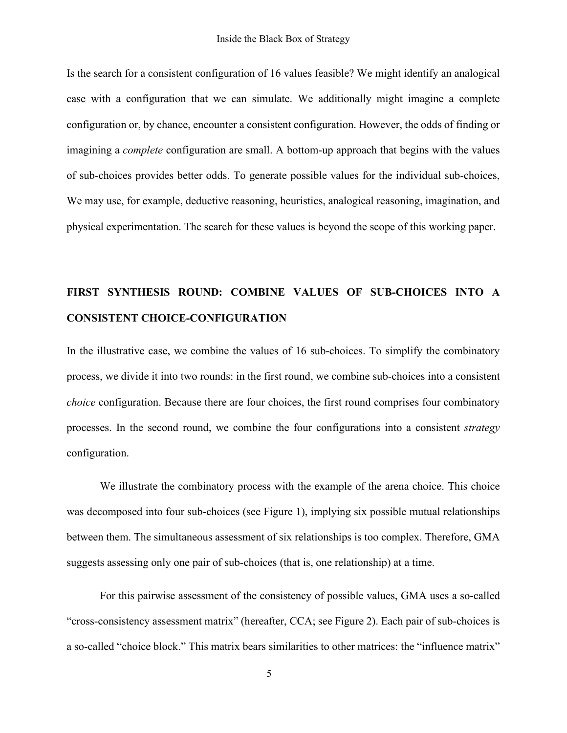Is the search for a consistent configuration of 16 values feasible? We might identify an analogical case with a configuration that we can simulate. We additionally might imagine a complete configuration or, by chance, encounter a consistent configuration. However, the odds of finding or imagining a *complete* configuration are small. A bottom-up approach that begins with the values of sub-choices provides better odds. To generate possible values for the individual sub-choices, We may use, for example, deductive reasoning, heuristics, analogical reasoning, imagination, and physical experimentation. The search for these values is beyond the scope of this working paper.

## FIRST SYNTHESIS ROUND: COMBINE VALUES OF SUB-CHOICES INTO A CONSISTENT CHOICE-CONFIGURATION

In the illustrative case, we combine the values of 16 sub-choices. To simplify the combinatory process, we divide it into two rounds: in the first round, we combine sub-choices into a consistent *choice* configuration. Because there are four choices, the first round comprises four combinatory processes. In the second round, we combine the four configurations into a consistent *strategy* configuration.

We illustrate the combinatory process with the example of the arena choice. This choice was decomposed into four sub-choices (see Figure 1), implying six possible mutual relationships between them. The simultaneous assessment of six relationships is too complex. Therefore, GMA suggests assessing only one pair of sub-choices (that is, one relationship) at a time.

For this pairwise assessment of the consistency of possible values, GMA uses a so-called "cross-consistency assessment matrix" (hereafter, CCA; see Figure 2). Each pair of sub-choices is a so-called "choice block." This matrix bears similarities to other matrices: the "influence matrix"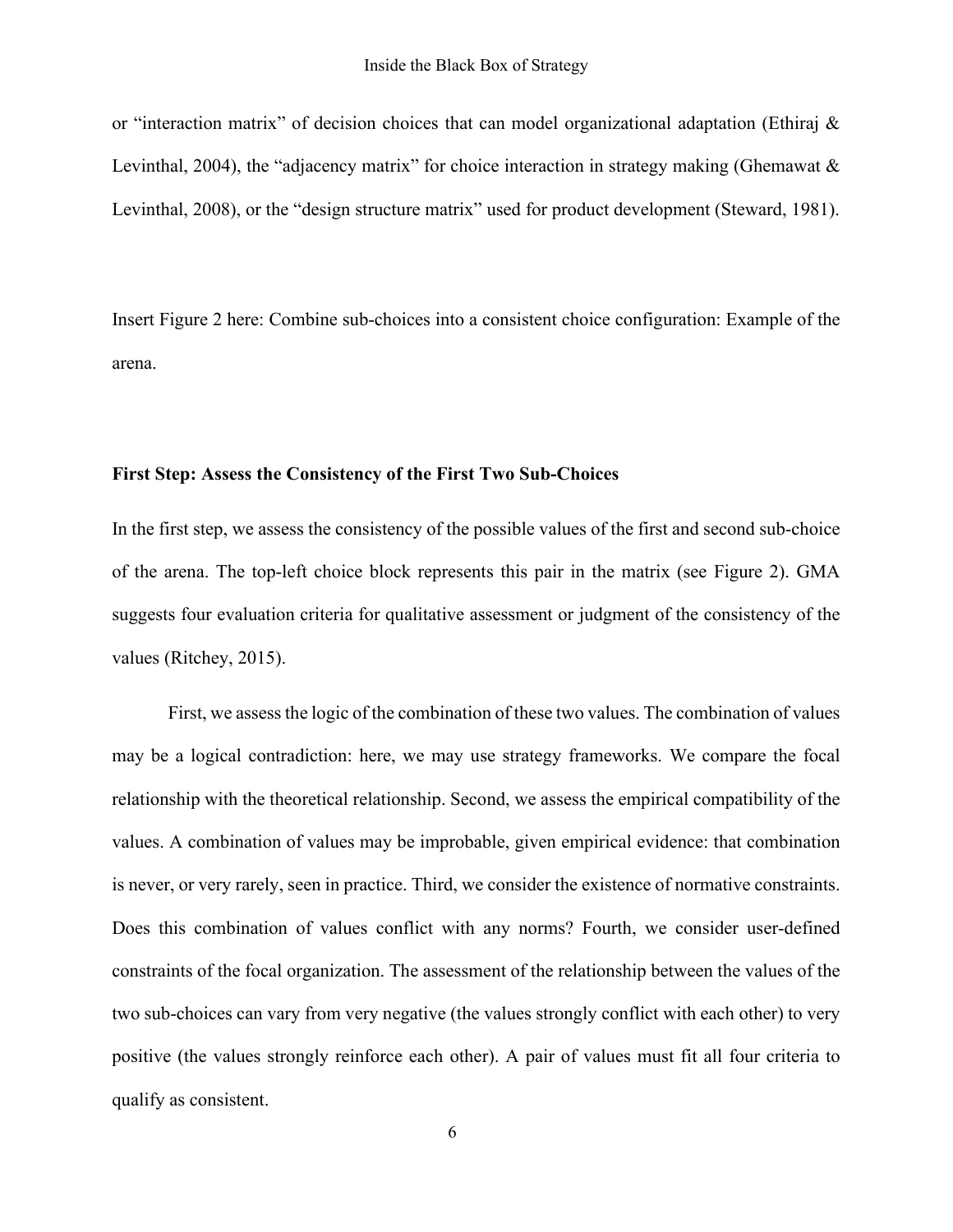or "interaction matrix" of decision choices that can model organizational adaptation (Ethiraj & Levinthal, 2004), the "adjacency matrix" for choice interaction in strategy making (Ghemawat & Levinthal, 2008), or the "design structure matrix" used for product development (Steward, 1981).

Insert Figure 2 here: Combine sub-choices into a consistent choice configuration: Example of the arena.

**First Step: Assess the Consistency of the First Two Sub-Choices**

In the first step, we assess the consistency of the possible values of the first and second sub-choice of the arena. The top-left choice block represents this pair in the matrix (see Figure 2). GMA suggests four evaluation criteria for qualitative assessment or judgment of the consistency of the values (Ritchey, 2015).

First, we assess the logic of the combination of these two values. The combination of values may be a logical contradiction: here, we may use strategy frameworks. We compare the focal relationship with the theoretical relationship. Second, we assess the empirical compatibility of the values. A combination of values may be improbable, given empirical evidence: that combination is never, or very rarely, seen in practice. Third, we consider the existence of normative constraints. Does this combination of values conflict with any norms? Fourth, we consider user-defined constraints of the focal organization. The assessment of the relationship between the values of the two sub-choices can vary from very negative (the values strongly conflict with each other) to very positive (the values strongly reinforce each other). A pair of values must fit all four criteria to qualify as consistent.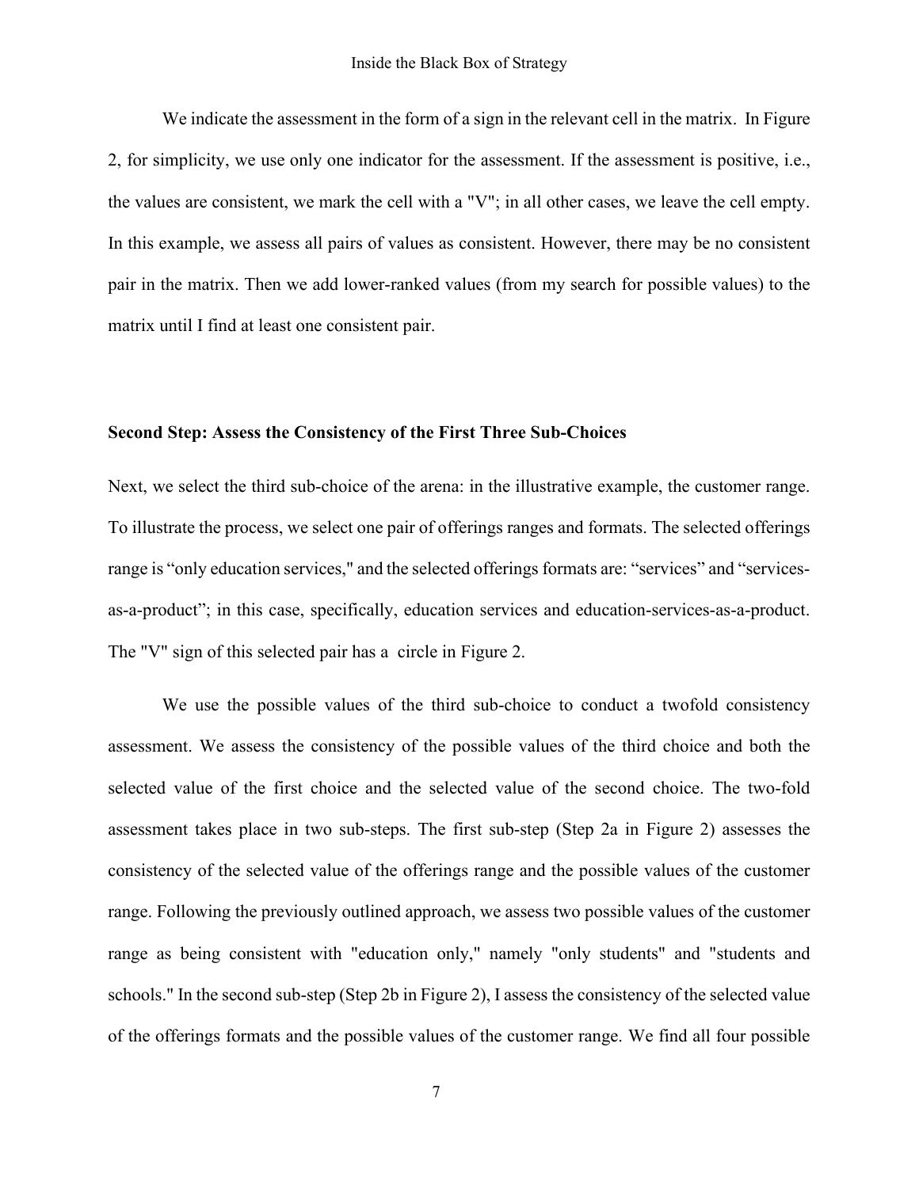We indicate the assessment in the form of a sign in the relevant cell in the matrix. In Figure 2, for simplicity, we use only one indicator for the assessment. If the assessment is positive, i.e., the values are consistent, we mark the cell with a "V"; in all other cases, we leave the cell empty. In this example, we assess all pairs of values as consistent. However, there may be no consistent pair in the matrix. Then we add lower-ranked values (from my search for possible values) to the matrix until I find at least one consistent pair.

**Second Step: Assess the Consistency of the First Three Sub-Choices**

Next, we select the third sub-choice of the arena: in the illustrative example, the customer range. To illustrate the process, we select one pair of offerings ranges and formats. The selected offerings range is "only education services," and the selected offerings formats are: "services" and "services-as-a-product"; in this case, specifically, education services and education-services-as-a-product. The "V" sign of this selected pair has a circle in Figure 2.

We use the possible values of the third sub-choice to conduct a twofold consistency assessment. We assess the consistency of the possible values of the third choice and both the selected value of the first choice and the selected value of the second choice. The two-fold assessment takes place in two sub-steps. The first sub-step (Step 2a in Figure 2) assesses the consistency of the selected value of the offerings range and the possible values of the customer range. Following the previously outlined approach, we assess two possible values of the customer range as being consistent with "education only," namely "only students" and "students and schools." In the second sub-step (Step 2b in Figure 2), I assess the consistency of the selected value of the offerings formats and the possible values of the customer range. We find all four possible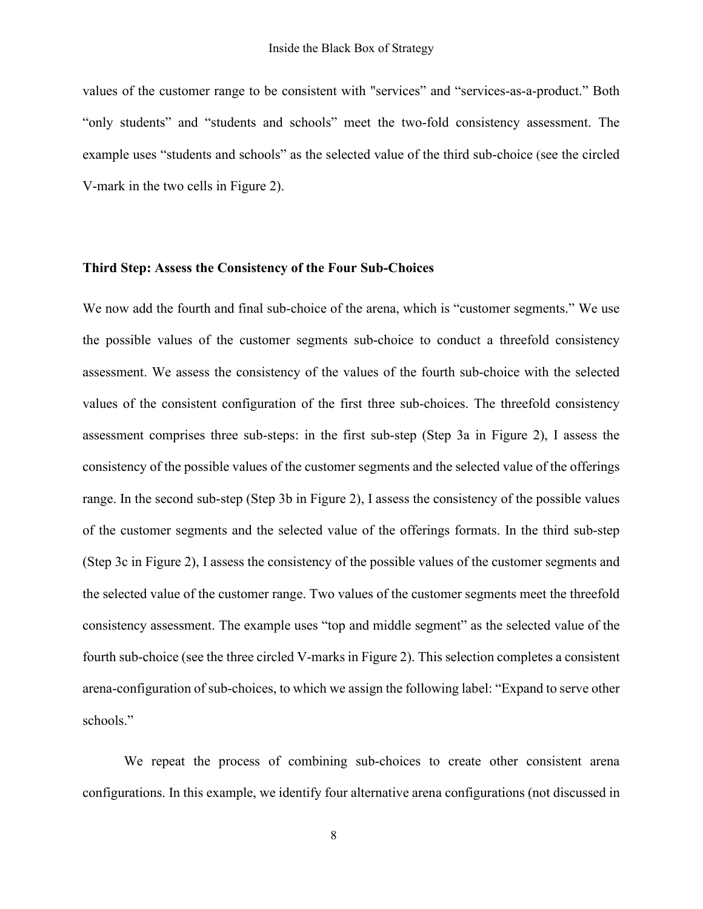values of the customer range to be consistent with "services" and "services-as-a-product." Both "only students" and "students and schools" meet the two-fold consistency assessment. The example uses "students and schools" as the selected value of the third sub-choice (see the circled V-mark in the two cells in Figure 2).

### Third Step: Assess the Consistency of the Four Sub-Choices

We now add the fourth and final sub-choice of the arena, which is "customer segments." We use the possible values of the customer segments sub-choice to conduct a threefold consistency assessment. We assess the consistency of the values of the fourth sub-choice with the selected values of the consistent configuration of the first three sub-choices. The threefold consistency assessment comprises three sub-steps: in the first sub-step (Step 3a in Figure 2), I assess the consistency of the possible values of the customer segments and the selected value of the offerings range. In the second sub-step (Step 3b in Figure 2), I assess the consistency of the possible values of the customer segments and the selected value of the offerings formats. In the third sub-step (Step 3c in Figure 2), I assess the consistency of the possible values of the customer segments and the selected value of the customer range. Two values of the customer segments meet the threefold consistency assessment. The example uses "top and middle segment" as the selected value of the fourth sub-choice (see the three circled V-marks in Figure 2). This selection completes a consistent arena-configuration of sub-choices, to which we assign the following label: "Expand to serve other schools."

We repeat the process of combining sub-choices to create other consistent arena configurations. In this example, we identify four alternative arena configurations (not discussed in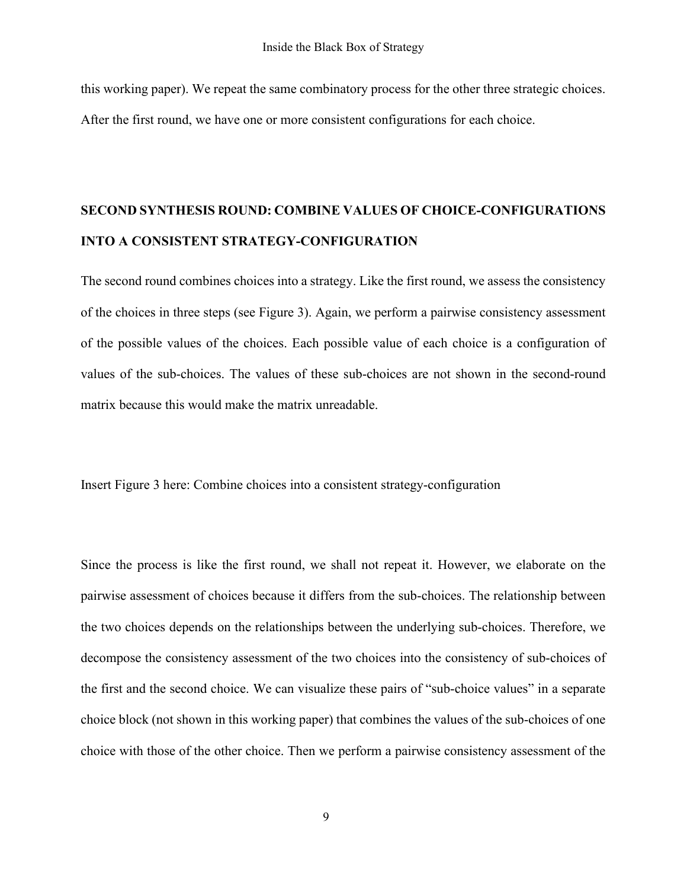this working paper). We repeat the same combinatory process for the other three strategic choices. After the first round, we have one or more consistent configurations for each choice.

## SECOND SYNTHESIS ROUND: COMBINE VALUES OF CHOICE-CONFIGURATIONS INTO A CONSISTENT STRATEGY-CONFIGURATION

The second round combines choices into a strategy. Like the first round, we assess the consistency of the choices in three steps (see Figure 3). Again, we perform a pairwise consistency assessment of the possible values of the choices. Each possible value of each choice is a configuration of values of the sub-choices. The values of these sub-choices are not shown in the second-round matrix because this would make the matrix unreadable.

Insert Figure 3 here: Combine choices into a consistent strategy-configuration

Since the process is like the first round, we shall not repeat it. However, we elaborate on the pairwise assessment of choices because it differs from the sub-choices. The relationship between the two choices depends on the relationships between the underlying sub-choices. Therefore, we decompose the consistency assessment of the two choices into the consistency of sub-choices of the first and the second choice. We can visualize these pairs of "sub-choice values" in a separate choice block (not shown in this working paper) that combines the values of the sub-choices of one choice with those of the other choice. Then we perform a pairwise consistency assessment of the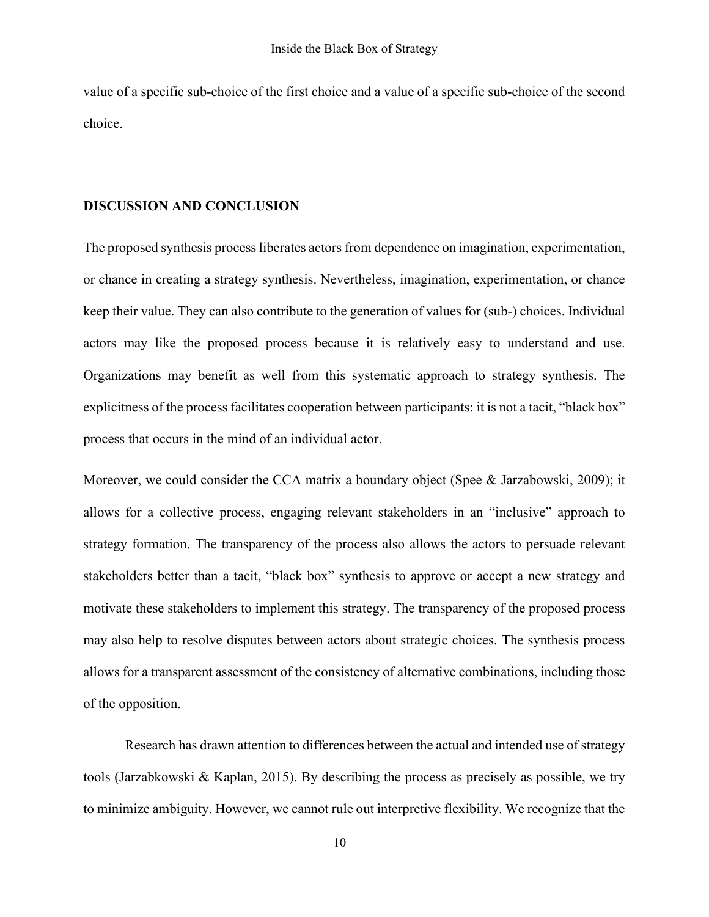value of a specific sub-choice of the first choice and a value of a specific sub-choice of the second choice.

## DISCUSSION AND CONCLUSION

The proposed synthesis process liberates actors from dependence on imagination, experimentation, or chance in creating a strategy synthesis. Nevertheless, imagination, experimentation, or chance keep their value. They can also contribute to the generation of values for (sub-) choices. Individual actors may like the proposed process because it is relatively easy to understand and use. Organizations may benefit as well from this systematic approach to strategy synthesis. The explicitness of the process facilitates cooperation between participants: it is not a tacit, "black box" process that occurs in the mind of an individual actor.

Moreover, we could consider the CCA matrix a boundary object (Spee & Jarzabowski, 2009); it allows for a collective process, engaging relevant stakeholders in an "inclusive" approach to strategy formation. The transparency of the process also allows the actors to persuade relevant stakeholders better than a tacit, "black box" synthesis to approve or accept a new strategy and motivate these stakeholders to implement this strategy. The transparency of the proposed process may also help to resolve disputes between actors about strategic choices. The synthesis process allows for a transparent assessment of the consistency of alternative combinations, including those of the opposition.

Research has drawn attention to differences between the actual and intended use of strategy tools (Jarzabkowski & Kaplan, 2015). By describing the process as precisely as possible, we try to minimize ambiguity. However, we cannot rule out interpretive flexibility. We recognize that the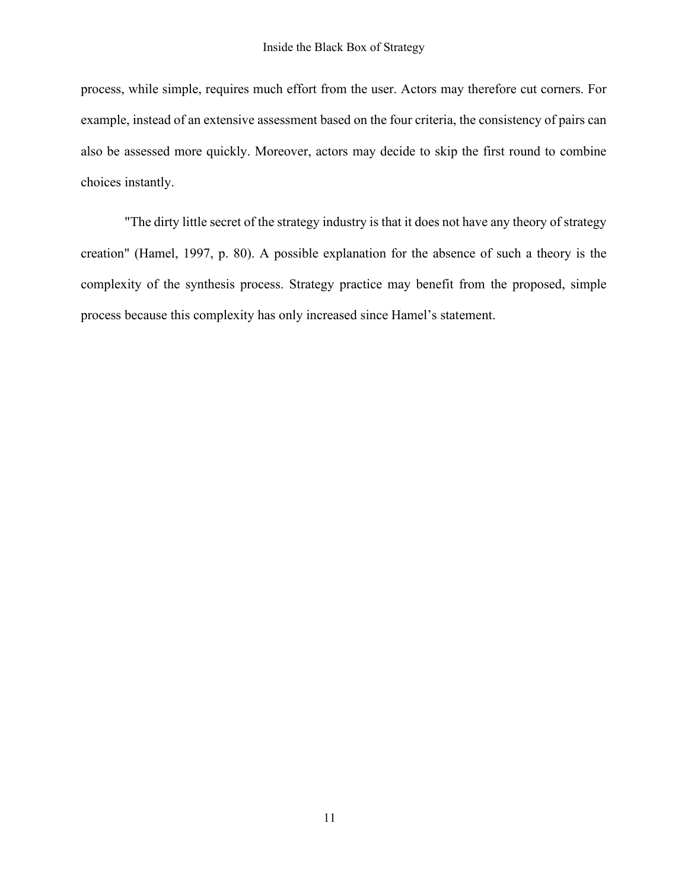process, while simple, requires much effort from the user. Actors may therefore cut corners. For example, instead of an extensive assessment based on the four criteria, the consistency of pairs can also be assessed more quickly. Moreover, actors may decide to skip the first round to combine choices instantly.

"The dirty little secret of the strategy industry is that it does not have any theory of strategy creation" (Hamel, 1997, p. 80). A possible explanation for the absence of such a theory is the complexity of the synthesis process. Strategy practice may benefit from the proposed, simple process because this complexity has only increased since Hamel's statement.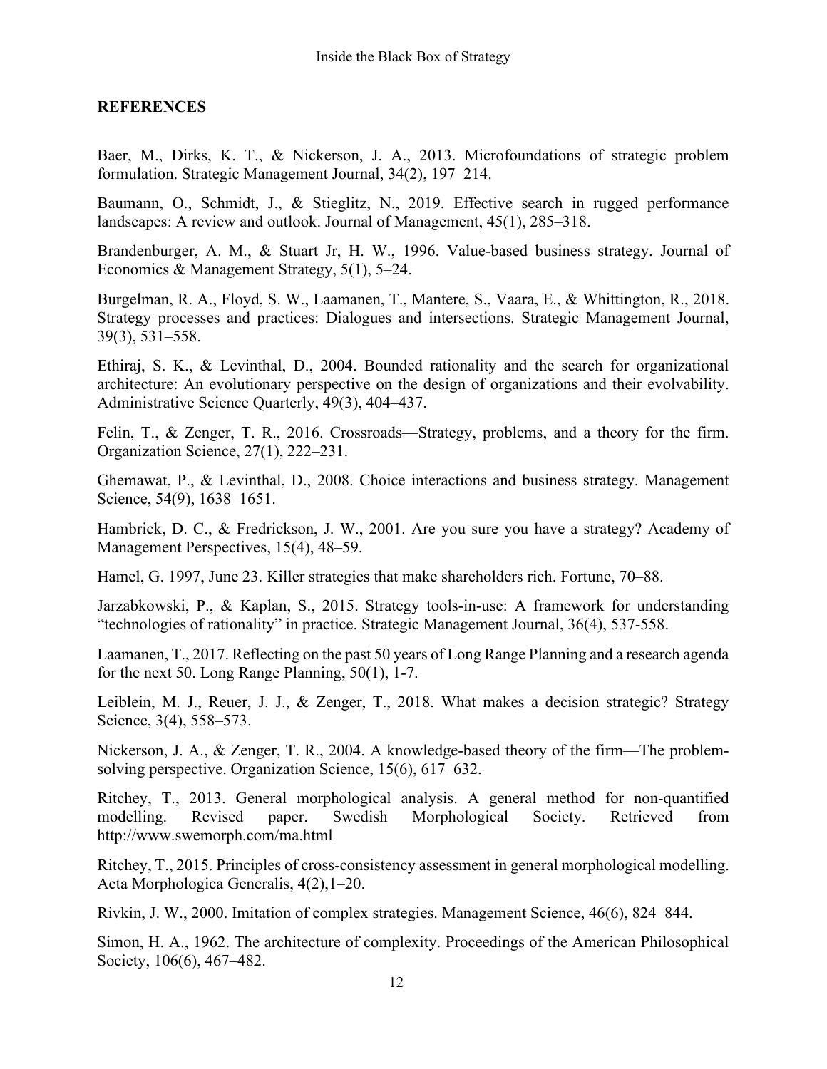## REFERENCES

Baer, M., Dirks, K. T., & Nickerson, J. A., 2013. Microfoundations of strategic problem formulation. Strategic Management Journal, 34(2), 197–214.

Baumann, O., Schmidt, J., & Stieglitz, N., 2019. Effective search in rugged performance landscapes: A review and outlook. Journal of Management, 45(1), 285–318.

Brandenburger, A. M., & Stuart Jr, H. W., 1996. Value-based business strategy. Journal of Economics & Management Strategy, 5(1), 5–24.

Burgelman, R. A., Floyd, S. W., Laamanen, T., Mantere, S., Vaara, E., & Whittington, R., 2018. Strategy processes and practices: Dialogues and intersections. Strategic Management Journal, 39(3), 531–558.

Ethiraj, S. K., & Levinthal, D., 2004. Bounded rationality and the search for organizational architecture: An evolutionary perspective on the design of organizations and their evolvability. Administrative Science Quarterly, 49(3), 404–437.

Felin, T., & Zenger, T. R., 2016. Crossroads—Strategy, problems, and a theory for the firm. Organization Science, 27(1), 222–231.

Ghemawat, P., & Levinthal, D., 2008. Choice interactions and business strategy. Management Science, 54(9), 1638–1651.

Hambrick, D. C., & Fredrickson, J. W., 2001. Are you sure you have a strategy? Academy of Management Perspectives, 15(4), 48–59.

Hamel, G. 1997, June 23. Killer strategies that make shareholders rich. Fortune, 70–88.

Jarzabkowski, P., & Kaplan, S., 2015. Strategy tools-in-use: A framework for understanding "technologies of rationality" in practice. Strategic Management Journal, 36(4), 537-558.

Laamanen, T., 2017. Reflecting on the past 50 years of Long Range Planning and a research agenda for the next 50. Long Range Planning, 50(1), 1-7.

Leiblein, M. J., Reuer, J. J., & Zenger, T., 2018. What makes a decision strategic? Strategy Science, 3(4), 558–573.

Nickerson, J. A., & Zenger, T. R., 2004. A knowledge-based theory of the firm—The problem-solving perspective. Organization Science, 15(6), 617–632.

Ritchey, T., 2013. General morphological analysis. A general method for non-quantified modelling. Revised paper. Swedish Morphological Society. Retrieved from http://www.swemorph.com/ma.html

Ritchey, T., 2015. Principles of cross-consistency assessment in general morphological modelling. Acta Morphologica Generalis, 4(2),1–20.

Rivkin, J. W., 2000. Imitation of complex strategies. Management Science, 46(6), 824–844.

Simon, H. A., 1962. The architecture of complexity. Proceedings of the American Philosophical Society, 106(6), 467–482.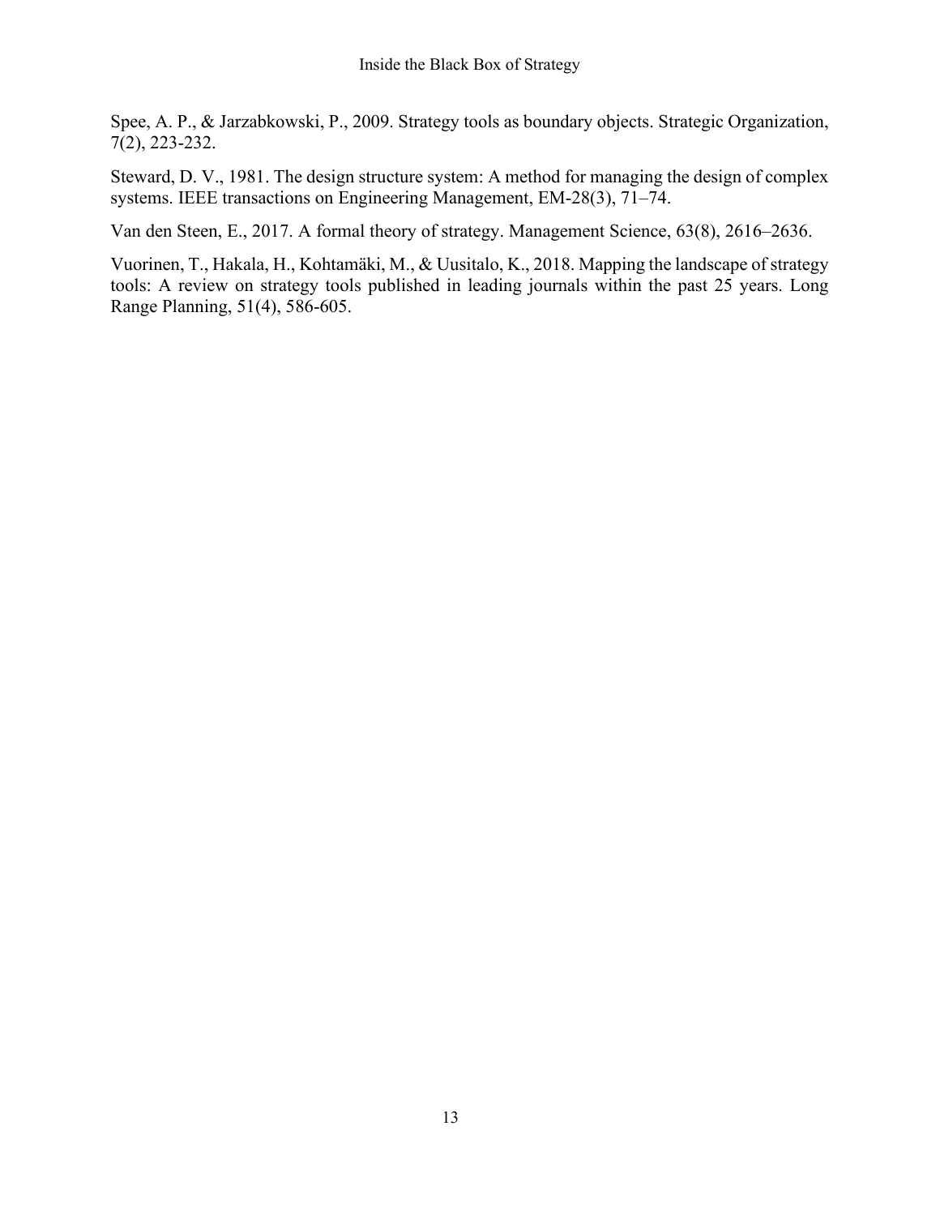Spee, A. P., & Jarzabkowski, P., 2009. Strategy tools as boundary objects. Strategic Organization, 7(2), 223-232.

Steward, D. V., 1981. The design structure system: A method for managing the design of complex systems. IEEE transactions on Engineering Management, EM-28(3), 71–74.

Van den Steen, E., 2017. A formal theory of strategy. Management Science, 63(8), 2616–2636.

Vuorinen, T., Hakala, H., Kohtamäki, M., & Uusitalo, K., 2018. Mapping the landscape of strategy tools: A review on strategy tools published in leading journals within the past 25 years. Long Range Planning, 51(4), 586-605.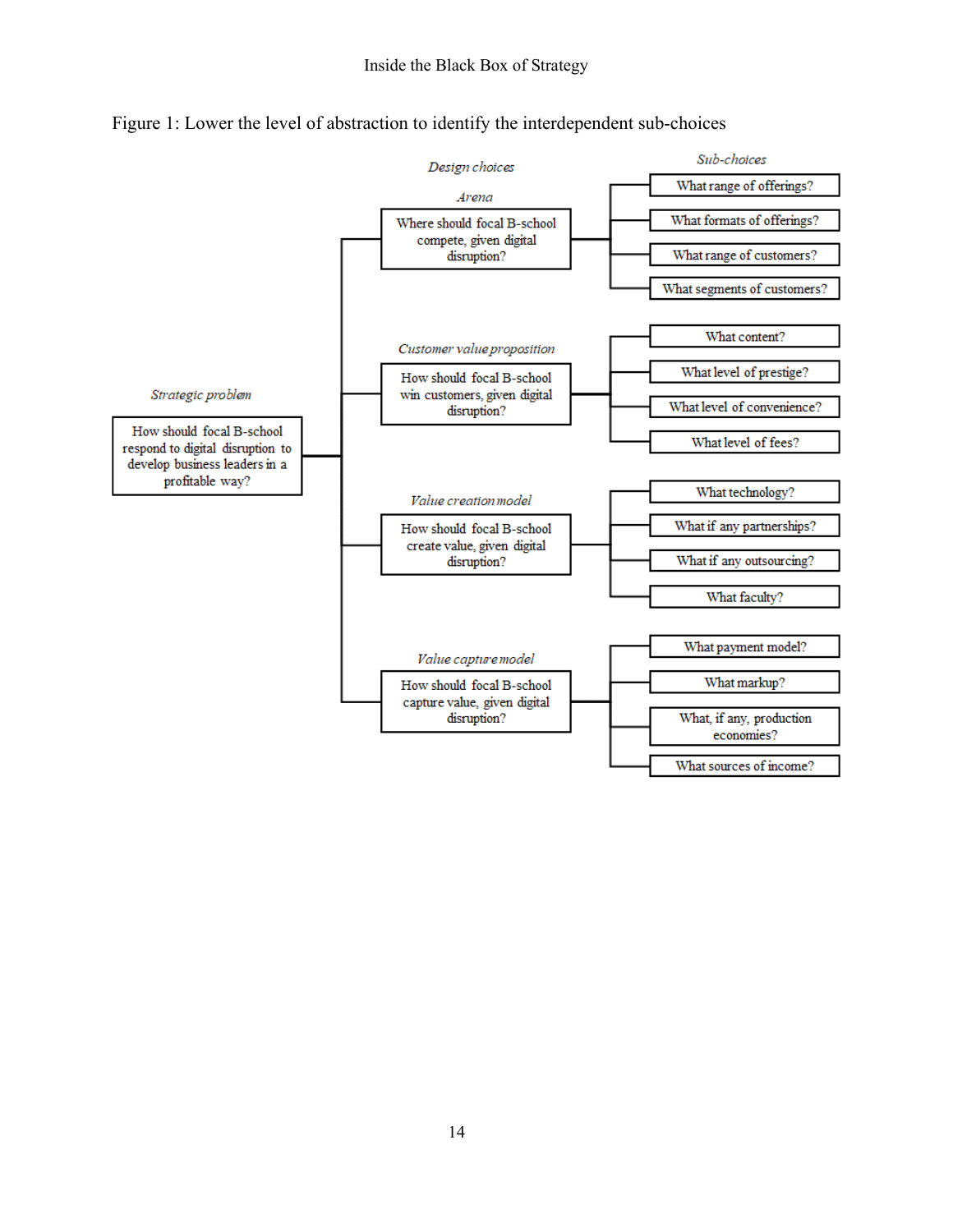Figure 1: Lower the level of abstraction to identify the interdependent sub-choices

*Strategic problem*

How should focal B-school respond to digital disruption to develop business leaders in a profitable way?

*Design choices*

*Arena*

Where should focal B-school compete, given digital disruption?

*Sub-choices*

- What range of offerings?
- What formats of offerings?
- What range of customers?
- What segments of customers?

*Customer value proposition*

How should focal B-school win customers, given digital disruption?

- What content?
- What level of prestige?
- What level of convenience?
- What level of fees?

*Value creation model*

How should focal B-school create value, given digital disruption?

- What technology?
- What if any partnerships?
- What if any outsourcing?
- What faculty?

*Value capture model*

How should focal B-school capture value, given digital disruption?

- What payment model?
- What markup?
- What, if any, production economies?
- What sources of income?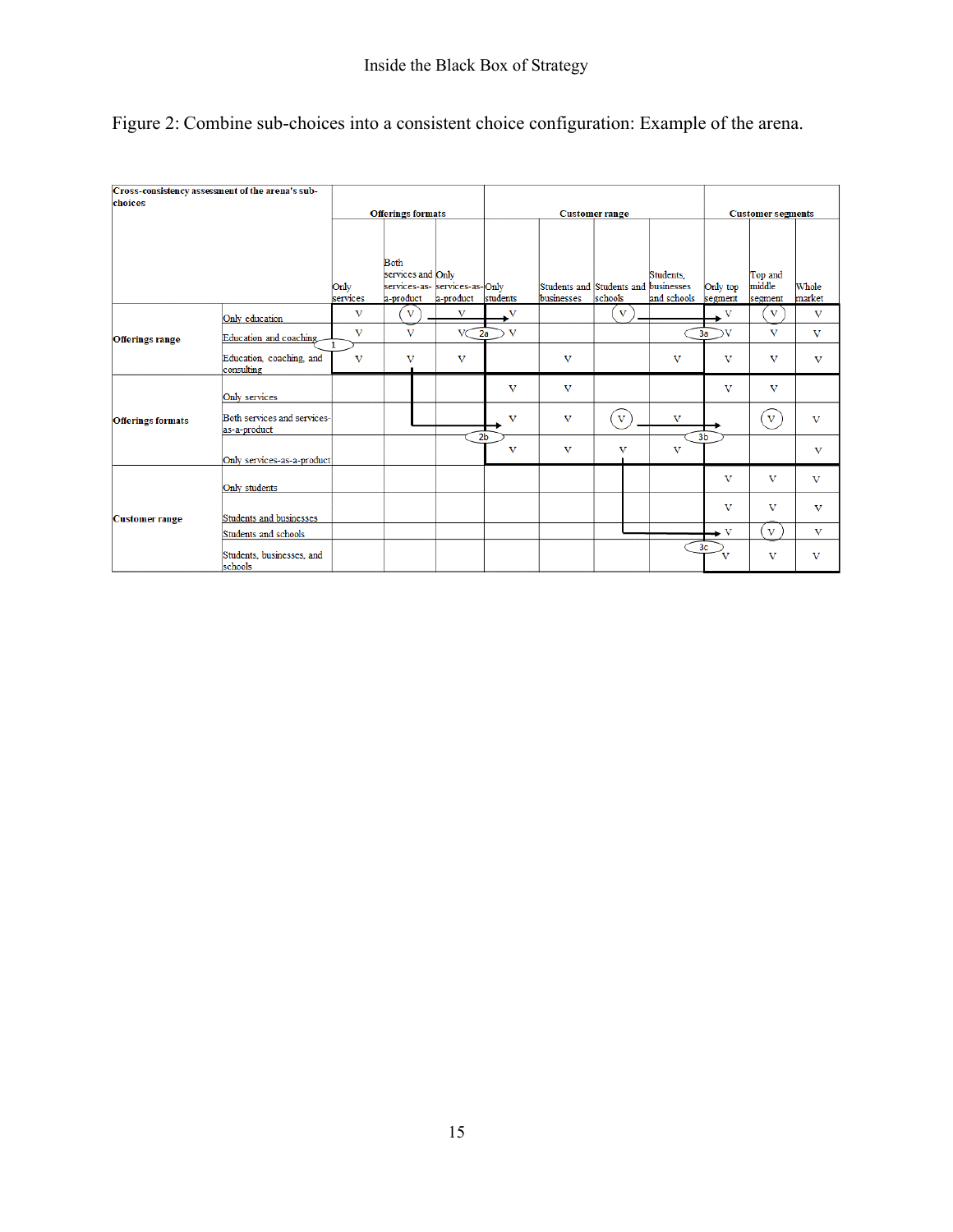Figure 2: Combine sub-choices into a consistent choice configuration: Example of the arena.

| Cross-consistency assessment of the arena's sub-choices | | Offerings formats | | | Customer range | | | | Customer segments | | |
|---|---|---|---|---|---|---|---|---|---|---|---|
| | | Only services | Both services and services-as-a-product | Only services-as-a-product | Only students | Students and businesses | Students and schools | Students, businesses and schools | Only top segment | Top and middle segment | Whole market |
| Offerings range | Only education | V | (V) | V | V | | (V) | | V | (V) | V |
| | Education and coaching | V | V | V | V | | | | V | V | V |
| | Education, coaching, and consulting | V | V | V | | V | | V | V | V | V |
| Offerings formats | Only services | | | | V | V | | | V | V | |
| | Both services and services-as-a-product | | | | V | V | (V) | V | | (V) | V |
| | Only services-as-a-product | | | | V | V | V | V | | | V |
| Customer range | Only students | | | | | | | | V | V | V |
| | Students and businesses | | | | | | | | V | V | V |
| | Students and schools | | | | | | | | V | (V) | V |
| | Students, businesses, and schools | | | | | | | | V | V | V |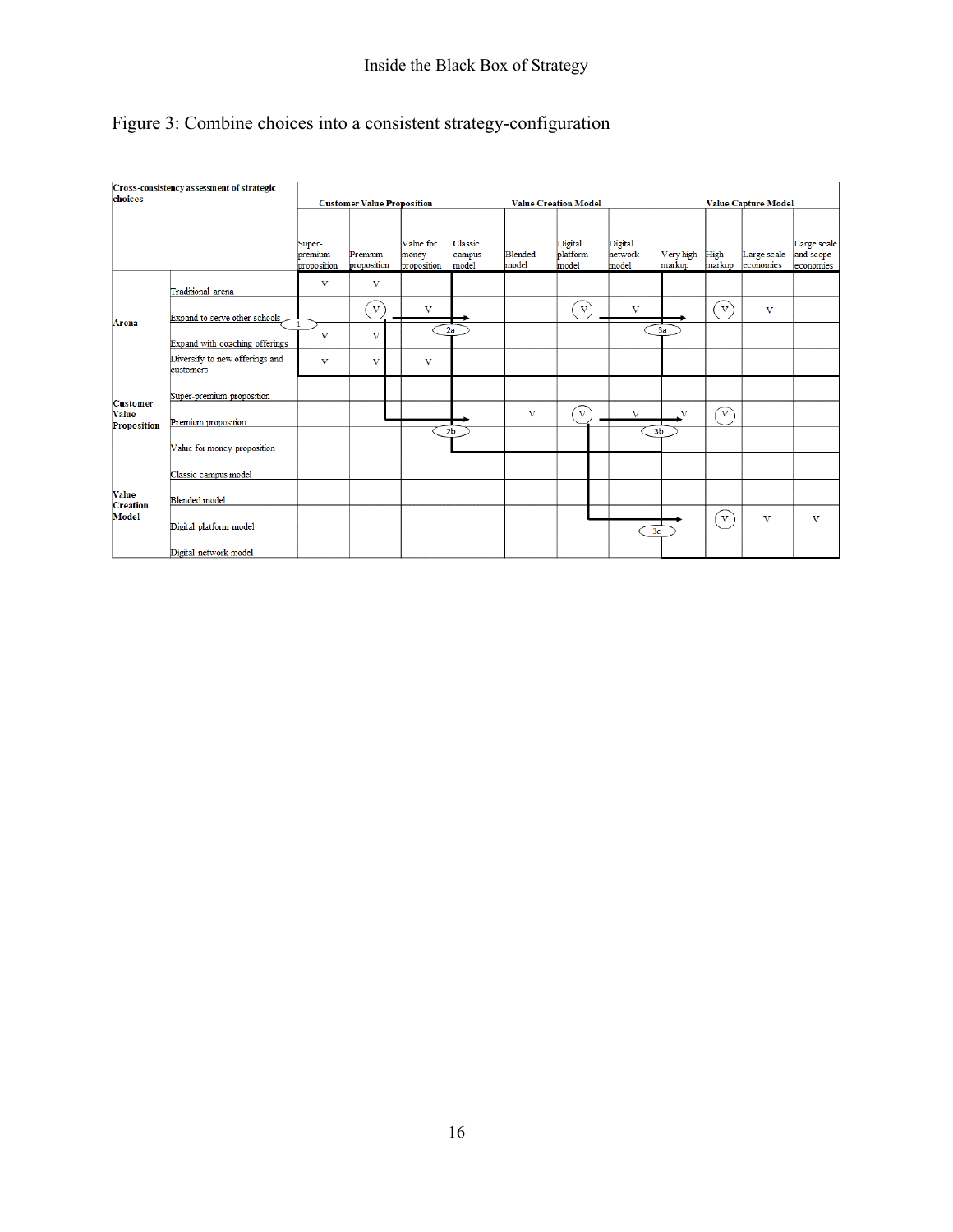Figure 3: Combine choices into a consistent strategy-configuration

| Cross-consistency assessment of strategic choices | | Customer Value Proposition | | | Value Creation Model | | | | Value Capture Model | | | |
|---|---|---|---|---|---|---|---|---|---|---|---|---|
| | | Super-premium proposition | Premium proposition | Value for money proposition | Classic campus model | Blended model | Digital platform model | Digital network model | Very high markup | High markup | Large scale economies | Large scale and scope economies |
| Arena | Traditional arena | V | V | | | | | | | | | |
| | Expand to serve other schools | | (V) | V | | | (V) | V | | (V) | V | |
| | Expand with coaching offerings | V | V | | | | | | | | | |
| | Diversify to new offerings and customers | V | V | V | | | | | | | | |
| Customer Value Proposition | Super-premium proposition | | | | | | | | | | | |
| | Premium proposition | | | | | V | (V) | V | V | (V) | | |
| | Value for money proposition | | | | | | | | | | | |
| Value Creation Model | Classic campus model | | | | | | | | | | | |
| | Blended model | | | | | | | | | | | |
| | Digital platform model | | | | | | | | | (V) | V | V |
| | Digital network model | | | | | | | | | | | |